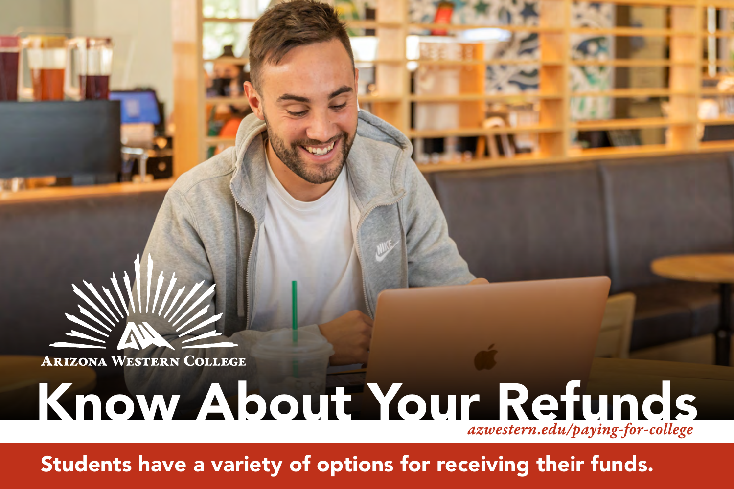Arizona Western College

# Know About Your Refunds

*azwestern.edu/paying-for-college*

**Students have a variety of options for receiving their funds.**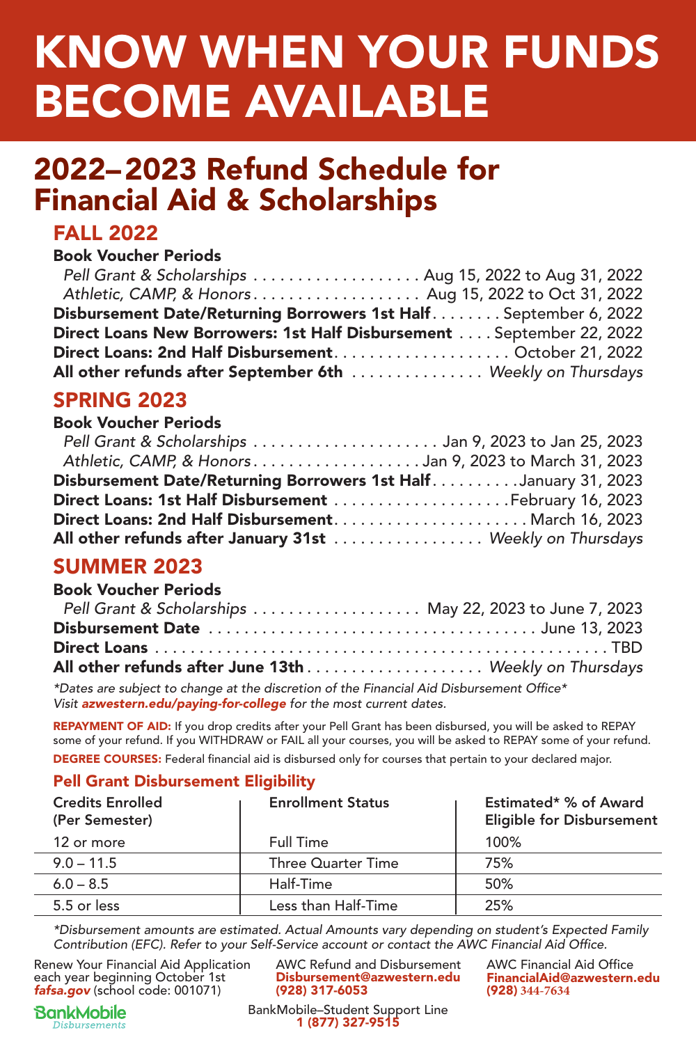# KNOW WHEN YOUR FUNDS BECOME AVAILABLE

## 2022–2023 Refund Schedule for Financial Aid & Scholarships

### FALL 2022

**Book Voucher Periods**

*Pell Grant & Scholarships* .................... Aug 15, 2022 to Aug 31, 2022

*Athletic, CAMP, & Honors* .................... Aug 15, 2022 to Oct 31, 2022

**Disbursement Date/Returning Borrowers 1st Half** ........ September 6, 2022

**Direct Loans New Borrowers: 1st Half Disbursement** .... September 22, 2022

**Direct Loans: 2nd Half Disbursement** .................... October 21, 2022

**All other refunds after September 6th** ............... *Weekly on Thursdays*

### SPRING 2023

**Book Voucher Periods**

*Pell Grant & Scholarships* ...................... Jan 9, 2023 to Jan 25, 2023

*Athletic, CAMP, & Honors* .................... Jan 9, 2023 to March 31, 2023

**Disbursement Date/Returning Borrowers 1st Half** .......... January 31, 2023

**Direct Loans: 1st Half Disbursement** .................... February 16, 2023

**Direct Loans: 2nd Half Disbursement** ...................... March 16, 2023

**All other refunds after January 31st** ................. *Weekly on Thursdays*

### SUMMER 2023

**Book Voucher Periods**

*Pell Grant & Scholarships* ................... May 22, 2023 to June 7, 2023

**Disbursement Date** .................................... June 13, 2023

**Direct Loans** .................................................. TBD

**All other refunds after June 13th** .................... *Weekly on Thursdays*

*\*Dates are subject to change at the discretion of the Financial Aid Disbursement Office\**
*Visit* ***azwestern.edu/paying-for-college*** *for the most current dates.*

**REPAYMENT OF AID:** If you drop credits after your Pell Grant has been disbursed, you will be asked to REPAY some of your refund. If you WITHDRAW or FAIL all your courses, you will be asked to REPAY some of your refund.

**DEGREE COURSES:** Federal financial aid is disbursed only for courses that pertain to your declared major.

### Pell Grant Disbursement Eligibility

| Credits Enrolled (Per Semester) | Enrollment Status | Estimated* % of Award Eligible for Disbursement |
|---|---|---|
| 12 or more | Full Time | 100% |
| 9.0 – 11.5 | Three Quarter Time | 75% |
| 6.0 – 8.5 | Half-Time | 50% |
| 5.5 or less | Less than Half-Time | 25% |

*\*Disbursement amounts are estimated. Actual Amounts vary depending on student's Expected Family Contribution (EFC). Refer to your Self-Service account or contact the AWC Financial Aid Office.*

Renew Your Financial Aid Application each year beginning October 1st ***fafsa.gov*** (school code: 001071)

AWC Refund and Disbursement
**Disbursement@azwestern.edu**
**(928) 317-6053**

AWC Financial Aid Office
**FinancialAid@azwestern.edu**
**(928) 344-7634**

BankMobile Disbursements

BankMobile–Student Support Line
**1 (877) 327-9515**